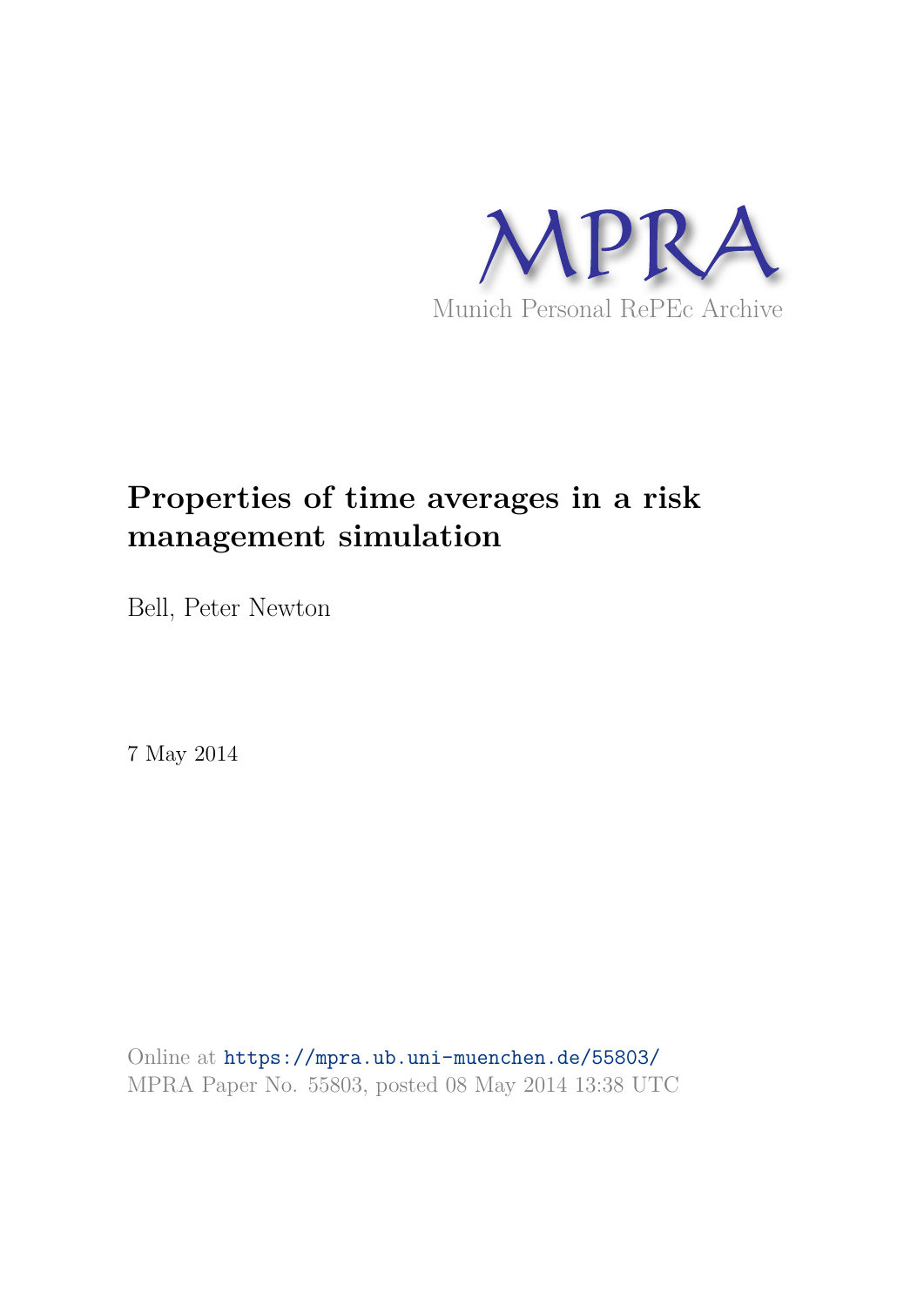MPRA

Munich Personal RePEc Archive

# Properties of time averages in a risk management simulation

Bell, Peter Newton

7 May 2014

Online at https://mpra.ub.uni-muenchen.de/55803/
MPRA Paper No. 55803, posted 08 May 2014 13:38 UTC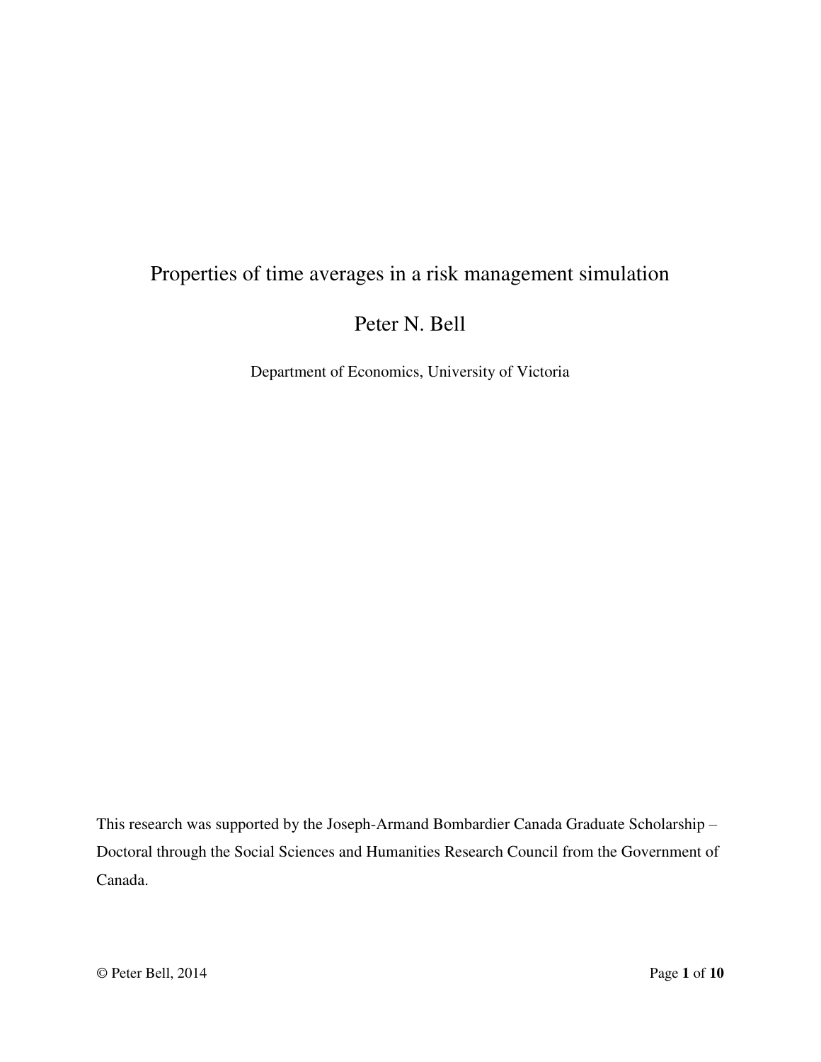# Properties of time averages in a risk management simulation

Peter N. Bell

Department of Economics, University of Victoria

This research was supported by the Joseph-Armand Bombardier Canada Graduate Scholarship – Doctoral through the Social Sciences and Humanities Research Council from the Government of Canada.

© Peter Bell, 2014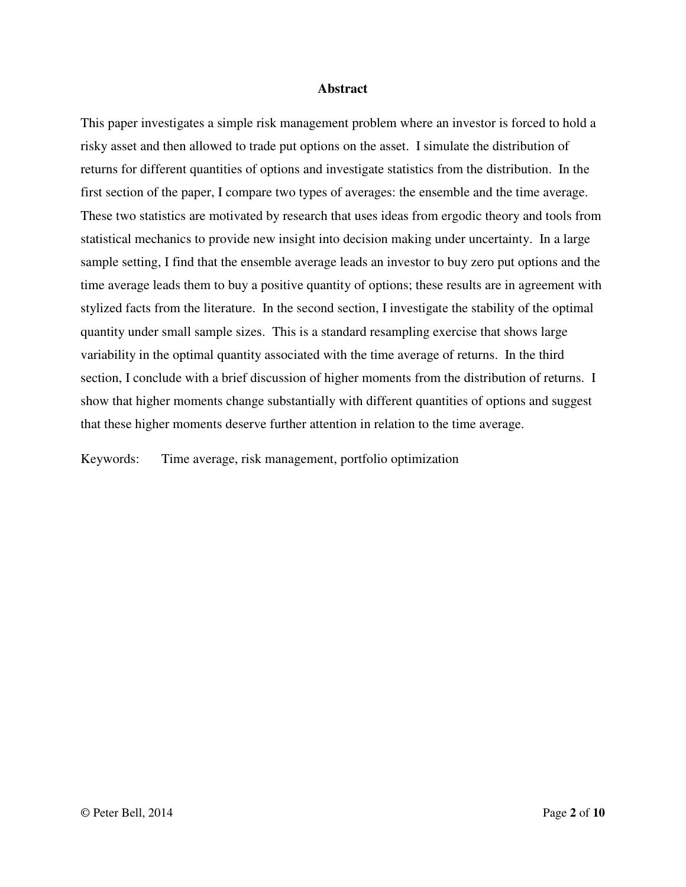## Abstract

This paper investigates a simple risk management problem where an investor is forced to hold a risky asset and then allowed to trade put options on the asset. I simulate the distribution of returns for different quantities of options and investigate statistics from the distribution. In the first section of the paper, I compare two types of averages: the ensemble and the time average. These two statistics are motivated by research that uses ideas from ergodic theory and tools from statistical mechanics to provide new insight into decision making under uncertainty. In a large sample setting, I find that the ensemble average leads an investor to buy zero put options and the time average leads them to buy a positive quantity of options; these results are in agreement with stylized facts from the literature. In the second section, I investigate the stability of the optimal quantity under small sample sizes. This is a standard resampling exercise that shows large variability in the optimal quantity associated with the time average of returns. In the third section, I conclude with a brief discussion of higher moments from the distribution of returns. I show that higher moments change substantially with different quantities of options and suggest that these higher moments deserve further attention in relation to the time average.

Keywords: Time average, risk management, portfolio optimization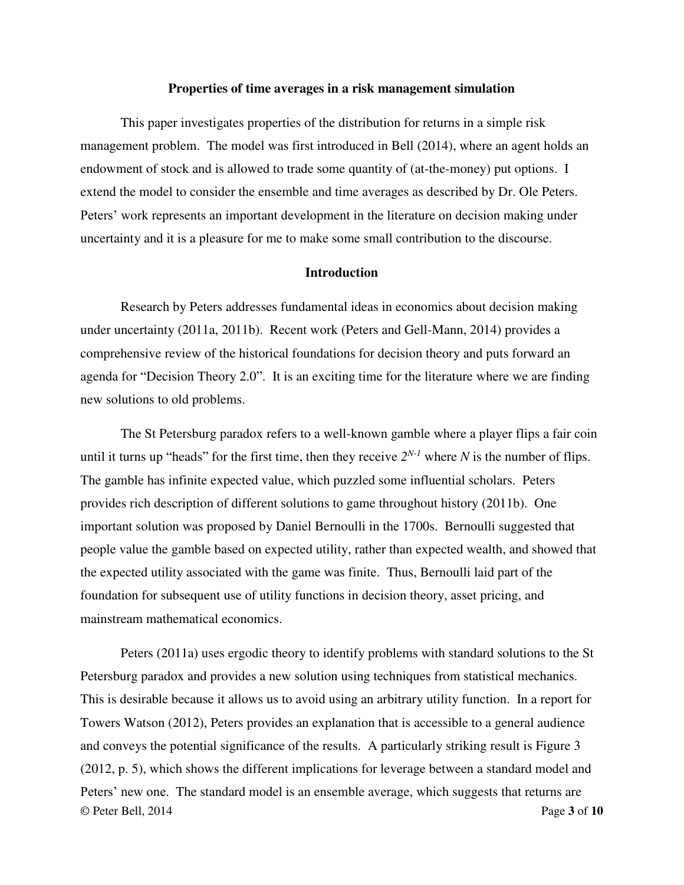**Properties of time averages in a risk management simulation**

This paper investigates properties of the distribution for returns in a simple risk management problem. The model was first introduced in Bell (2014), where an agent holds an endowment of stock and is allowed to trade some quantity of (at-the-money) put options. I extend the model to consider the ensemble and time averages as described by Dr. Ole Peters. Peters' work represents an important development in the literature on decision making under uncertainty and it is a pleasure for me to make some small contribution to the discourse.

**Introduction**

Research by Peters addresses fundamental ideas in economics about decision making under uncertainty (2011a, 2011b). Recent work (Peters and Gell-Mann, 2014) provides a comprehensive review of the historical foundations for decision theory and puts forward an agenda for "Decision Theory 2.0". It is an exciting time for the literature where we are finding new solutions to old problems.

The St Petersburg paradox refers to a well-known gamble where a player flips a fair coin until it turns up "heads" for the first time, then they receive $2^{N-1}$ where $N$ is the number of flips. The gamble has infinite expected value, which puzzled some influential scholars. Peters provides rich description of different solutions to game throughout history (2011b). One important solution was proposed by Daniel Bernoulli in the 1700s. Bernoulli suggested that people value the gamble based on expected utility, rather than expected wealth, and showed that the expected utility associated with the game was finite. Thus, Bernoulli laid part of the foundation for subsequent use of utility functions in decision theory, asset pricing, and mainstream mathematical economics.

Peters (2011a) uses ergodic theory to identify problems with standard solutions to the St Petersburg paradox and provides a new solution using techniques from statistical mechanics. This is desirable because it allows us to avoid using an arbitrary utility function. In a report for Towers Watson (2012), Peters provides an explanation that is accessible to a general audience and conveys the potential significance of the results. A particularly striking result is Figure 3 (2012, p. 5), which shows the different implications for leverage between a standard model and Peters' new one. The standard model is an ensemble average, which suggests that returns are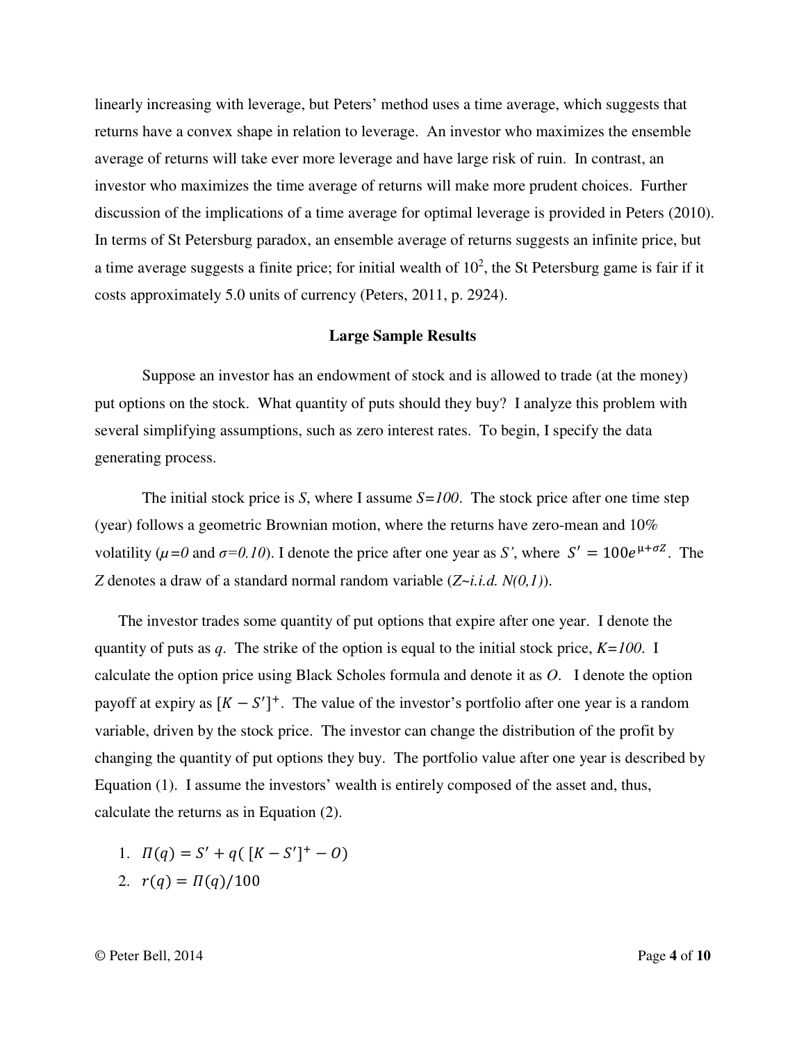linearly increasing with leverage, but Peters' method uses a time average, which suggests that returns have a convex shape in relation to leverage. An investor who maximizes the ensemble average of returns will take ever more leverage and have large risk of ruin. In contrast, an investor who maximizes the time average of returns will make more prudent choices. Further discussion of the implications of a time average for optimal leverage is provided in Peters (2010). In terms of St Petersburg paradox, an ensemble average of returns suggests an infinite price, but a time average suggests a finite price; for initial wealth of $10^2$, the St Petersburg game is fair if it costs approximately 5.0 units of currency (Peters, 2011, p. 2924).

## Large Sample Results

Suppose an investor has an endowment of stock and is allowed to trade (at the money) put options on the stock. What quantity of puts should they buy? I analyze this problem with several simplifying assumptions, such as zero interest rates. To begin, I specify the data generating process.

The initial stock price is $S$, where I assume $S=100$. The stock price after one time step (year) follows a geometric Brownian motion, where the returns have zero-mean and 10% volatility ($\mu=0$ and $\sigma=0.10$). I denote the price after one year as $S'$, where $S' = 100e^{\mu+\sigma Z}$. The $Z$ denotes a draw of a standard normal random variable ($Z$~*i.i.d.* $N(0,1)$).

The investor trades some quantity of put options that expire after one year. I denote the quantity of puts as $q$. The strike of the option is equal to the initial stock price, $K=100$. I calculate the option price using Black Scholes formula and denote it as $O$. I denote the option payoff at expiry as $[K - S']^+$. The value of the investor's portfolio after one year is a random variable, driven by the stock price. The investor can change the distribution of the profit by changing the quantity of put options they buy. The portfolio value after one year is described by Equation (1). I assume the investors' wealth is entirely composed of the asset and, thus, calculate the returns as in Equation (2).

1. $\Pi(q) = S' + q([K - S']^+ - O)$
2. $r(q) = \Pi(q)/100$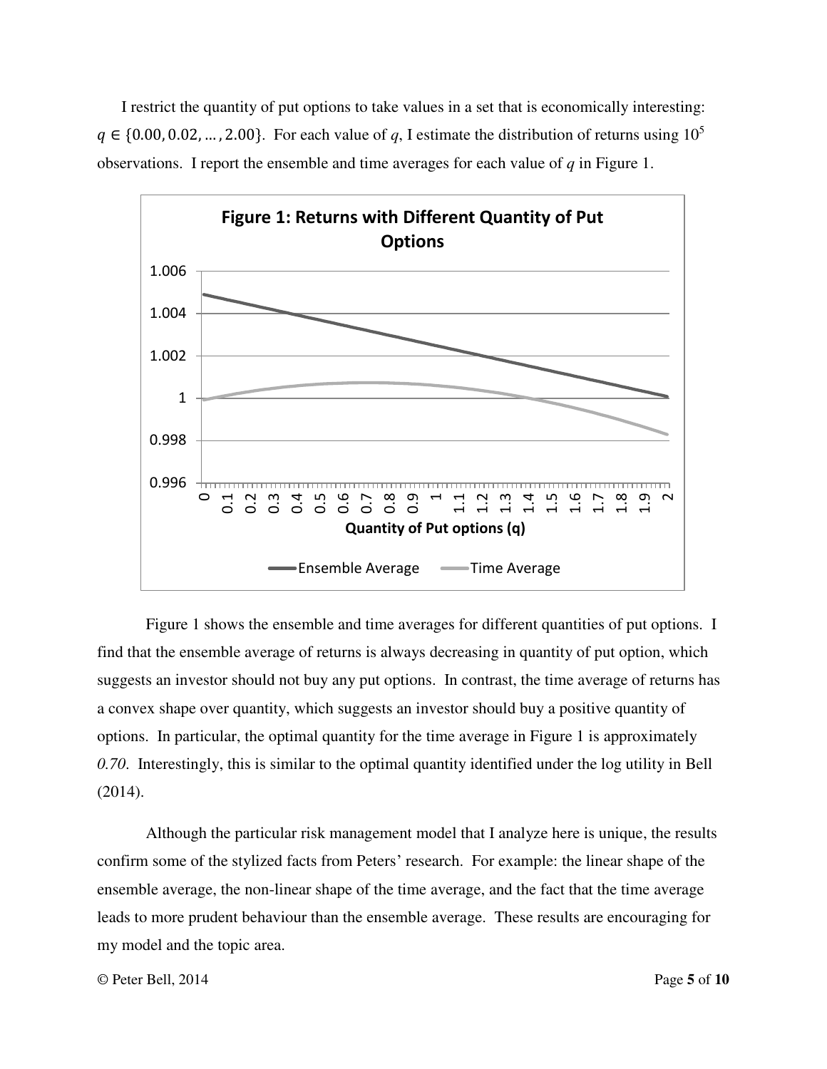I restrict the quantity of put options to take values in a set that is economically interesting: $q \in \{0.00, 0.02, \dots, 2.00\}$. For each value of $q$, I estimate the distribution of returns using $10^5$ observations. I report the ensemble and time averages for each value of $q$ in Figure 1.

**Figure 1: Returns with Different Quantity of Put Options**

Figure 1 shows the ensemble and time averages for different quantities of put options. I find that the ensemble average of returns is always decreasing in quantity of put option, which suggests an investor should not buy any put options. In contrast, the time average of returns has a convex shape over quantity, which suggests an investor should buy a positive quantity of options. In particular, the optimal quantity for the time average in Figure 1 is approximately *0.70*. Interestingly, this is similar to the optimal quantity identified under the log utility in Bell (2014).

Although the particular risk management model that I analyze here is unique, the results confirm some of the stylized facts from Peters' research. For example: the linear shape of the ensemble average, the non-linear shape of the time average, and the fact that the time average leads to more prudent behaviour than the ensemble average. These results are encouraging for my model and the topic area.

© Peter Bell, 2014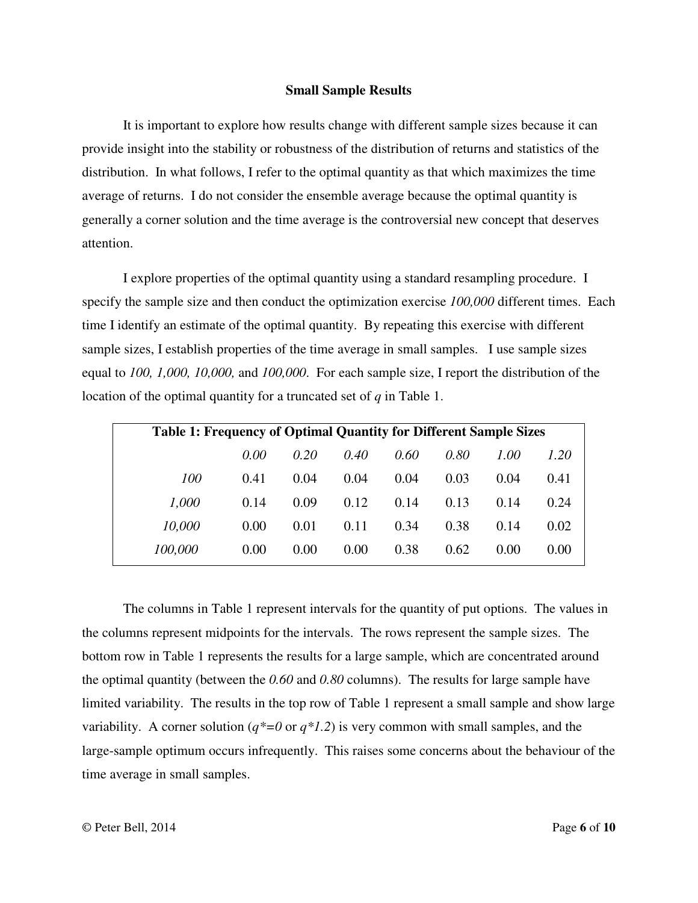### Small Sample Results

It is important to explore how results change with different sample sizes because it can provide insight into the stability or robustness of the distribution of returns and statistics of the distribution. In what follows, I refer to the optimal quantity as that which maximizes the time average of returns. I do not consider the ensemble average because the optimal quantity is generally a corner solution and the time average is the controversial new concept that deserves attention.

I explore properties of the optimal quantity using a standard resampling procedure. I specify the sample size and then conduct the optimization exercise *100,000* different times. Each time I identify an estimate of the optimal quantity. By repeating this exercise with different sample sizes, I establish properties of the time average in small samples. I use sample sizes equal to *100, 1,000, 10,000,* and *100,000*. For each sample size, I report the distribution of the location of the optimal quantity for a truncated set of $q$ in Table 1.

**Table 1: Frequency of Optimal Quantity for Different Sample Sizes**

| | *0.00* | *0.20* | *0.40* | *0.60* | *0.80* | *1.00* | *1.20* |
|---|---|---|---|---|---|---|---|
| *100* | 0.41 | 0.04 | 0.04 | 0.04 | 0.03 | 0.04 | 0.41 |
| *1,000* | 0.14 | 0.09 | 0.12 | 0.14 | 0.13 | 0.14 | 0.24 |
| *10,000* | 0.00 | 0.01 | 0.11 | 0.34 | 0.38 | 0.14 | 0.02 |
| *100,000* | 0.00 | 0.00 | 0.00 | 0.38 | 0.62 | 0.00 | 0.00 |

The columns in Table 1 represent intervals for the quantity of put options. The values in the columns represent midpoints for the intervals. The rows represent the sample sizes. The bottom row in Table 1 represents the results for a large sample, which are concentrated around the optimal quantity (between the *0.60* and *0.80* columns). The results for large sample have limited variability. The results in the top row of Table 1 represent a small sample and show large variability. A corner solution ($q^*=0$ or $q^*1.2$) is very common with small samples, and the large-sample optimum occurs infrequently. This raises some concerns about the behaviour of the time average in small samples.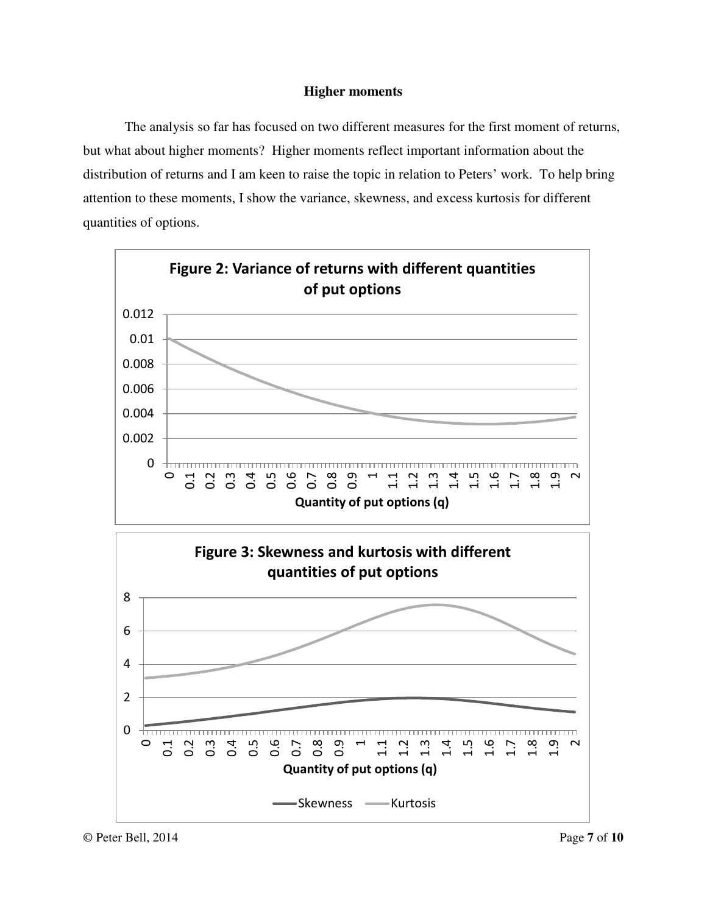**Higher moments**

The analysis so far has focused on two different measures for the first moment of returns, but what about higher moments? Higher moments reflect important information about the distribution of returns and I am keen to raise the topic in relation to Peters' work. To help bring attention to these moments, I show the variance, skewness, and excess kurtosis for different quantities of options.

**Figure 2: Variance of returns with different quantities of put options**

**Figure 3: Skewness and kurtosis with different quantities of put options**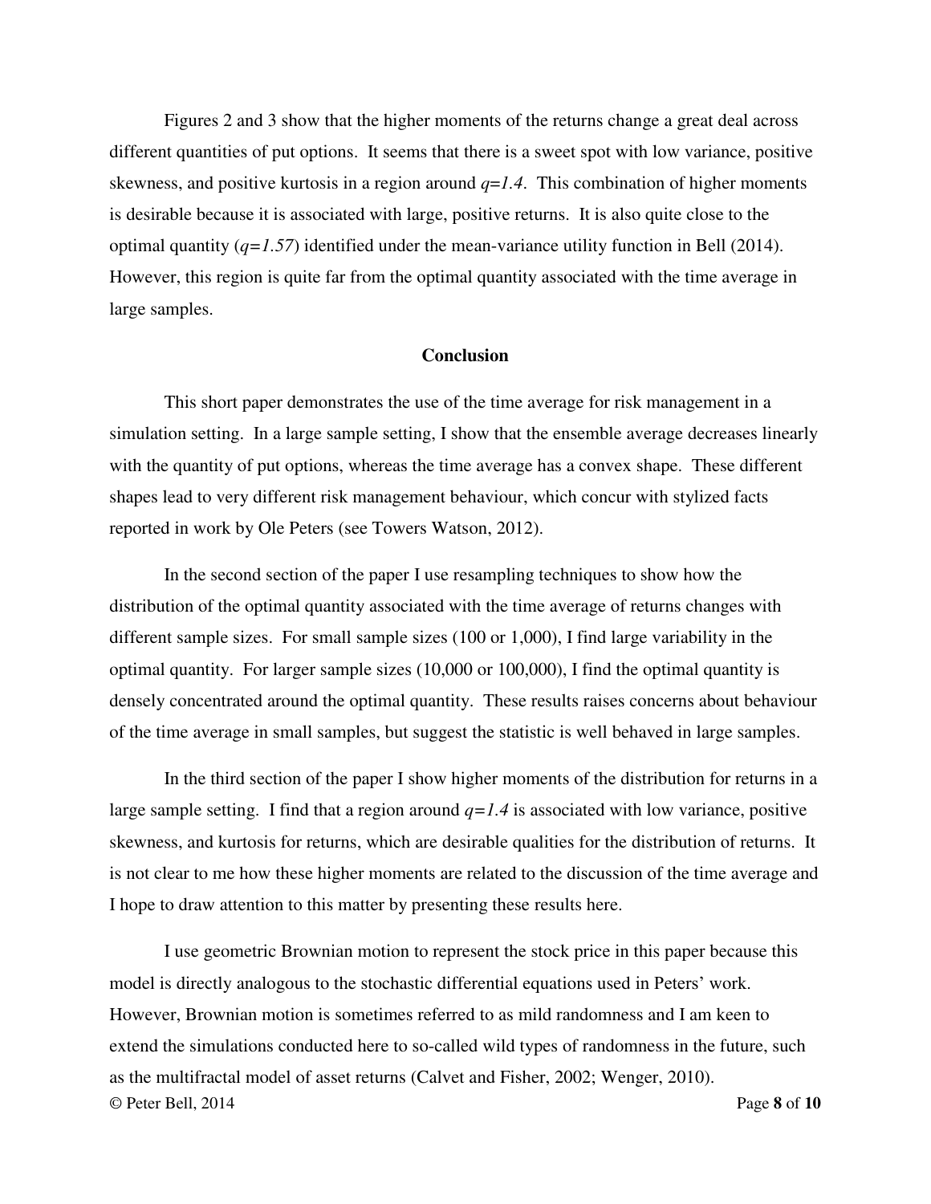Figures 2 and 3 show that the higher moments of the returns change a great deal across different quantities of put options. It seems that there is a sweet spot with low variance, positive skewness, and positive kurtosis in a region around $q=1.4$. This combination of higher moments is desirable because it is associated with large, positive returns. It is also quite close to the optimal quantity ($q=1.57$) identified under the mean-variance utility function in Bell (2014). However, this region is quite far from the optimal quantity associated with the time average in large samples.

## Conclusion

This short paper demonstrates the use of the time average for risk management in a simulation setting. In a large sample setting, I show that the ensemble average decreases linearly with the quantity of put options, whereas the time average has a convex shape. These different shapes lead to very different risk management behaviour, which concur with stylized facts reported in work by Ole Peters (see Towers Watson, 2012).

In the second section of the paper I use resampling techniques to show how the distribution of the optimal quantity associated with the time average of returns changes with different sample sizes. For small sample sizes (100 or 1,000), I find large variability in the optimal quantity. For larger sample sizes (10,000 or 100,000), I find the optimal quantity is densely concentrated around the optimal quantity. These results raises concerns about behaviour of the time average in small samples, but suggest the statistic is well behaved in large samples.

In the third section of the paper I show higher moments of the distribution for returns in a large sample setting. I find that a region around $q=1.4$ is associated with low variance, positive skewness, and kurtosis for returns, which are desirable qualities for the distribution of returns. It is not clear to me how these higher moments are related to the discussion of the time average and I hope to draw attention to this matter by presenting these results here.

I use geometric Brownian motion to represent the stock price in this paper because this model is directly analogous to the stochastic differential equations used in Peters' work. However, Brownian motion is sometimes referred to as mild randomness and I am keen to extend the simulations conducted here to so-called wild types of randomness in the future, such as the multifractal model of asset returns (Calvet and Fisher, 2002; Wenger, 2010).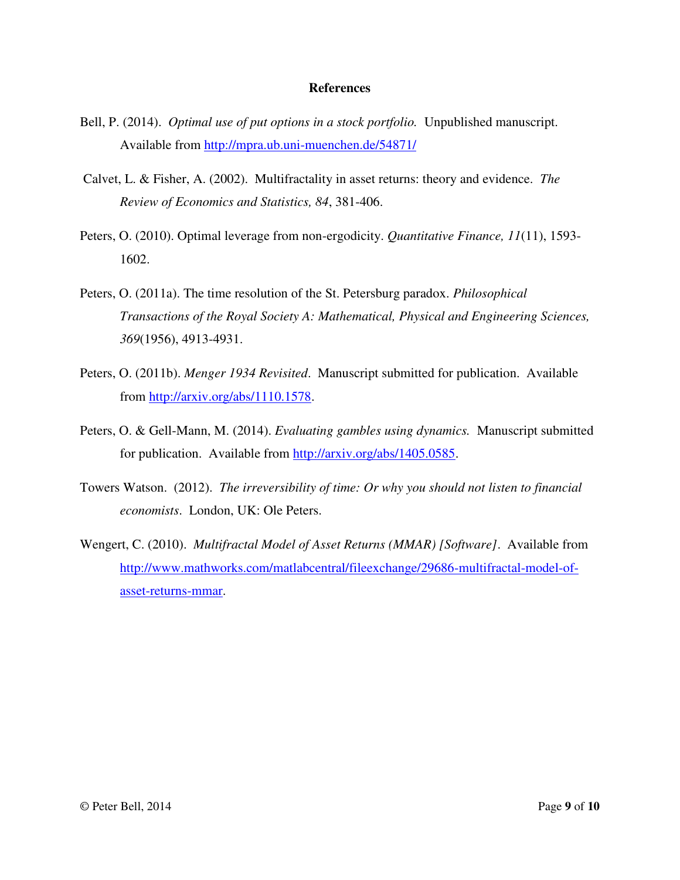## References

Bell, P. (2014). *Optimal use of put options in a stock portfolio.* Unpublished manuscript. Available from http://mpra.ub.uni-muenchen.de/54871/

Calvet, L. & Fisher, A. (2002). Multifractality in asset returns: theory and evidence. *The Review of Economics and Statistics, 84*, 381-406.

Peters, O. (2010). Optimal leverage from non-ergodicity. *Quantitative Finance, 11*(11), 1593-1602.

Peters, O. (2011a). The time resolution of the St. Petersburg paradox. *Philosophical Transactions of the Royal Society A: Mathematical, Physical and Engineering Sciences, 369*(1956), 4913-4931.

Peters, O. (2011b). *Menger 1934 Revisited*. Manuscript submitted for publication. Available from http://arxiv.org/abs/1110.1578.

Peters, O. & Gell-Mann, M. (2014). *Evaluating gambles using dynamics.* Manuscript submitted for publication. Available from http://arxiv.org/abs/1405.0585.

Towers Watson. (2012). *The irreversibility of time: Or why you should not listen to financial economists*. London, UK: Ole Peters.

Wengert, C. (2010). *Multifractal Model of Asset Returns (MMAR) [Software]*. Available from http://www.mathworks.com/matlabcentral/fileexchange/29686-multifractal-model-of-asset-returns-mmar.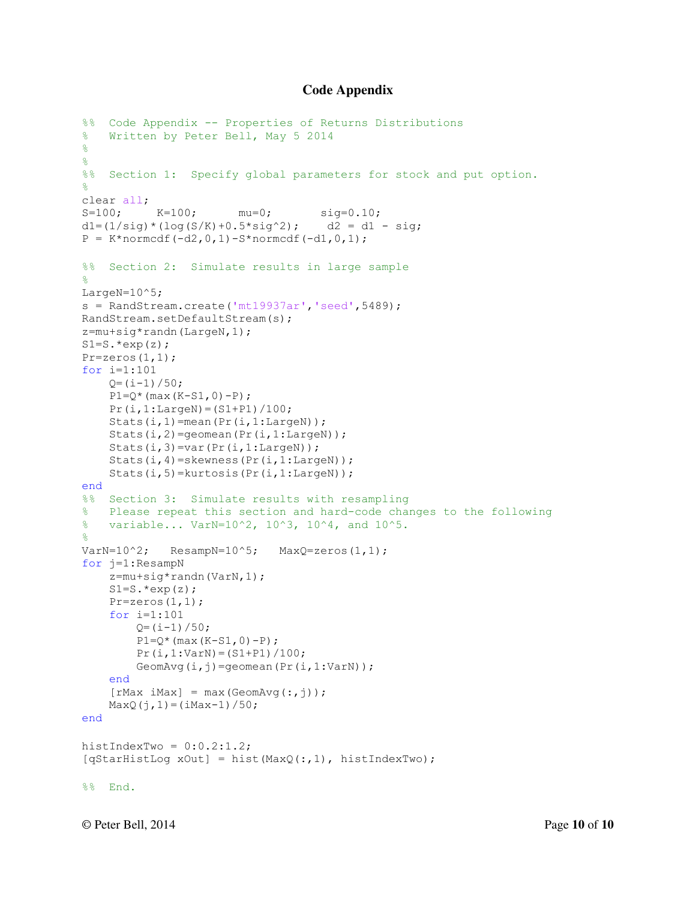# Code Appendix

```
%%  Code Appendix -- Properties of Returns Distributions
%   Written by Peter Bell, May 5 2014
%
%
%%  Section 1:  Specify global parameters for stock and put option.
%
clear all;
S=100;     K=100;      mu=0;       sig=0.10;
d1=(1/sig)*(log(S/K)+0.5*sig^2);    d2 = d1 - sig;
P = K*normcdf(-d2,0,1)-S*normcdf(-d1,0,1);

%%  Section 2:  Simulate results in large sample
%
LargeN=10^5;
s = RandStream.create('mt19937ar','seed',5489);
RandStream.setDefaultStream(s);
z=mu+sig*randn(LargeN,1);
S1=S.*exp(z);
Pr=zeros(1,1);
for i=1:101
    Q=(i-1)/50;
    P1=Q*(max(K-S1,0)-P);
    Pr(i,1:LargeN)=(S1+P1)/100;
    Stats(i,1)=mean(Pr(i,1:LargeN));
    Stats(i,2)=geomean(Pr(i,1:LargeN));
    Stats(i,3)=var(Pr(i,1:LargeN));
    Stats(i,4)=skewness(Pr(i,1:LargeN));
    Stats(i,5)=kurtosis(Pr(i,1:LargeN));
end
%%  Section 3:  Simulate results with resampling
%   Please repeat this section and hard-code changes to the following
%   variable... VarN=10^2, 10^3, 10^4, and 10^5.
%
VarN=10^2;   ResampN=10^5;   MaxQ=zeros(1,1);
for j=1:ResampN
    z=mu+sig*randn(VarN,1);
    S1=S.*exp(z);
    Pr=zeros(1,1);
    for i=1:101
        Q=(i-1)/50;
        P1=Q*(max(K-S1,0)-P);
        Pr(i,1:VarN)=(S1+P1)/100;
        GeomAvg(i,j)=geomean(Pr(i,1:VarN));
    end
    [rMax iMax] = max(GeomAvg(:,j));
    MaxQ(j,1)=(iMax-1)/50;
end

histIndexTwo = 0:0.2:1.2;
[qStarHistLog xOut] = hist(MaxQ(:,1), histIndexTwo);

%%  End.
```

© Peter Bell, 2014